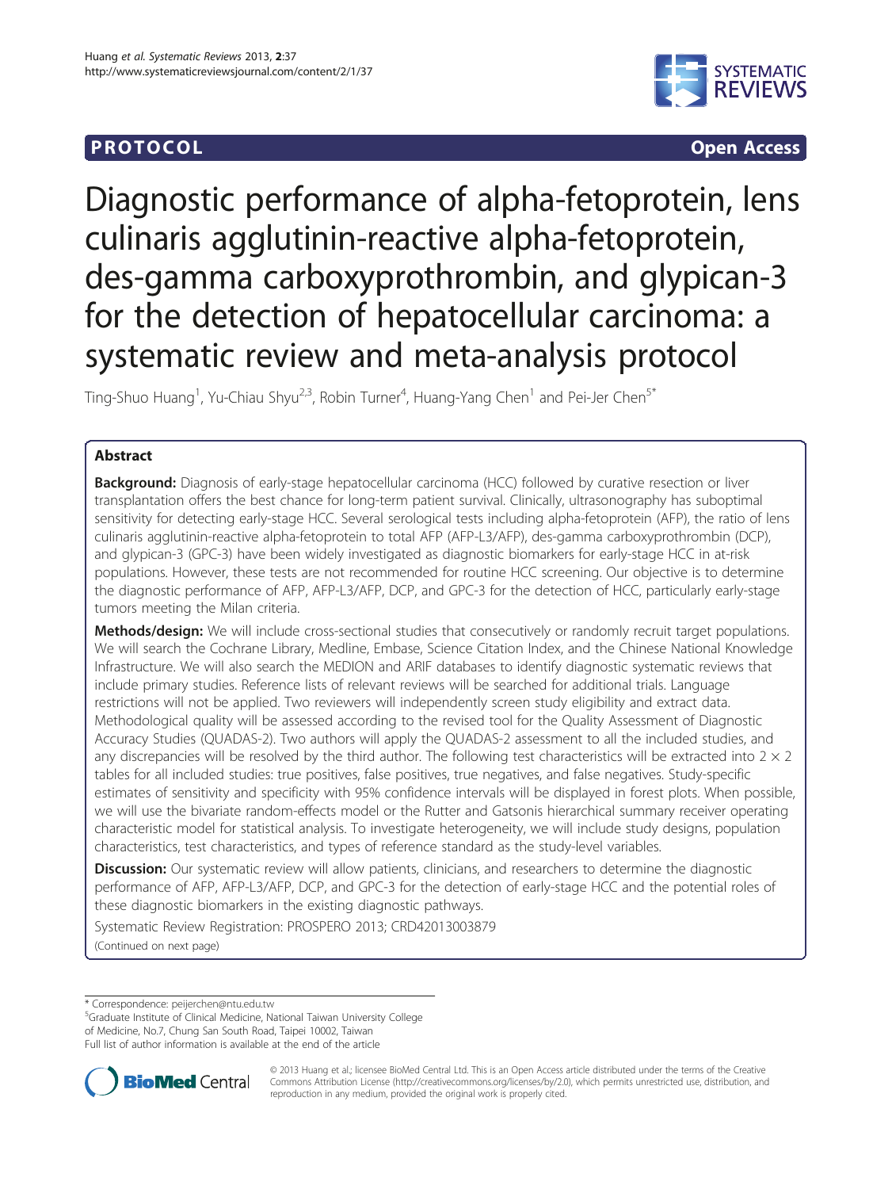**PROTOCOL** **Open Access**

# Diagnostic performance of alpha-fetoprotein, lens culinaris agglutinin-reactive alpha-fetoprotein, des-gamma carboxyprothrombin, and glypican-3 for the detection of hepatocellular carcinoma: a systematic review and meta-analysis protocol

Ting-Shuo Huang[1], Yu-Chiau Shyu[2,3], Robin Turner[4], Huang-Yang Chen[1] and Pei-Jer Chen[5*]

## Abstract

**Background:** Diagnosis of early-stage hepatocellular carcinoma (HCC) followed by curative resection or liver transplantation offers the best chance for long-term patient survival. Clinically, ultrasonography has suboptimal sensitivity for detecting early-stage HCC. Several serological tests including alpha-fetoprotein (AFP), the ratio of lens culinaris agglutinin-reactive alpha-fetoprotein to total AFP (AFP-L3/AFP), des-gamma carboxyprothrombin (DCP), and glypican-3 (GPC-3) have been widely investigated as diagnostic biomarkers for early-stage HCC in at-risk populations. However, these tests are not recommended for routine HCC screening. Our objective is to determine the diagnostic performance of AFP, AFP-L3/AFP, DCP, and GPC-3 for the detection of HCC, particularly early-stage tumors meeting the Milan criteria.

**Methods/design:** We will include cross-sectional studies that consecutively or randomly recruit target populations. We will search the Cochrane Library, Medline, Embase, Science Citation Index, and the Chinese National Knowledge Infrastructure. We will also search the MEDION and ARIF databases to identify diagnostic systematic reviews that include primary studies. Reference lists of relevant reviews will be searched for additional trials. Language restrictions will not be applied. Two reviewers will independently screen study eligibility and extract data. Methodological quality will be assessed according to the revised tool for the Quality Assessment of Diagnostic Accuracy Studies (QUADAS-2). Two authors will apply the QUADAS-2 assessment to all the included studies, and any discrepancies will be resolved by the third author. The following test characteristics will be extracted into 2 × 2 tables for all included studies: true positives, false positives, true negatives, and false negatives. Study-specific estimates of sensitivity and specificity with 95% confidence intervals will be displayed in forest plots. When possible, we will use the bivariate random-effects model or the Rutter and Gatsonis hierarchical summary receiver operating characteristic model for statistical analysis. To investigate heterogeneity, we will include study designs, population characteristics, test characteristics, and types of reference standard as the study-level variables.

**Discussion:** Our systematic review will allow patients, clinicians, and researchers to determine the diagnostic performance of AFP, AFP-L3/AFP, DCP, and GPC-3 for the detection of early-stage HCC and the potential roles of these diagnostic biomarkers in the existing diagnostic pathways.

Systematic Review Registration: PROSPERO 2013; CRD42013003879

(Continued on next page)

\* Correspondence: peijerchen@ntu.edu.tw
[5]Graduate Institute of Clinical Medicine, National Taiwan University College of Medicine, No.7, Chung San South Road, Taipei 10002, Taiwan
Full list of author information is available at the end of the article

© 2013 Huang et al.; licensee BioMed Central Ltd. This is an Open Access article distributed under the terms of the Creative Commons Attribution License (http://creativecommons.org/licenses/by/2.0), which permits unrestricted use, distribution, and reproduction in any medium, provided the original work is properly cited.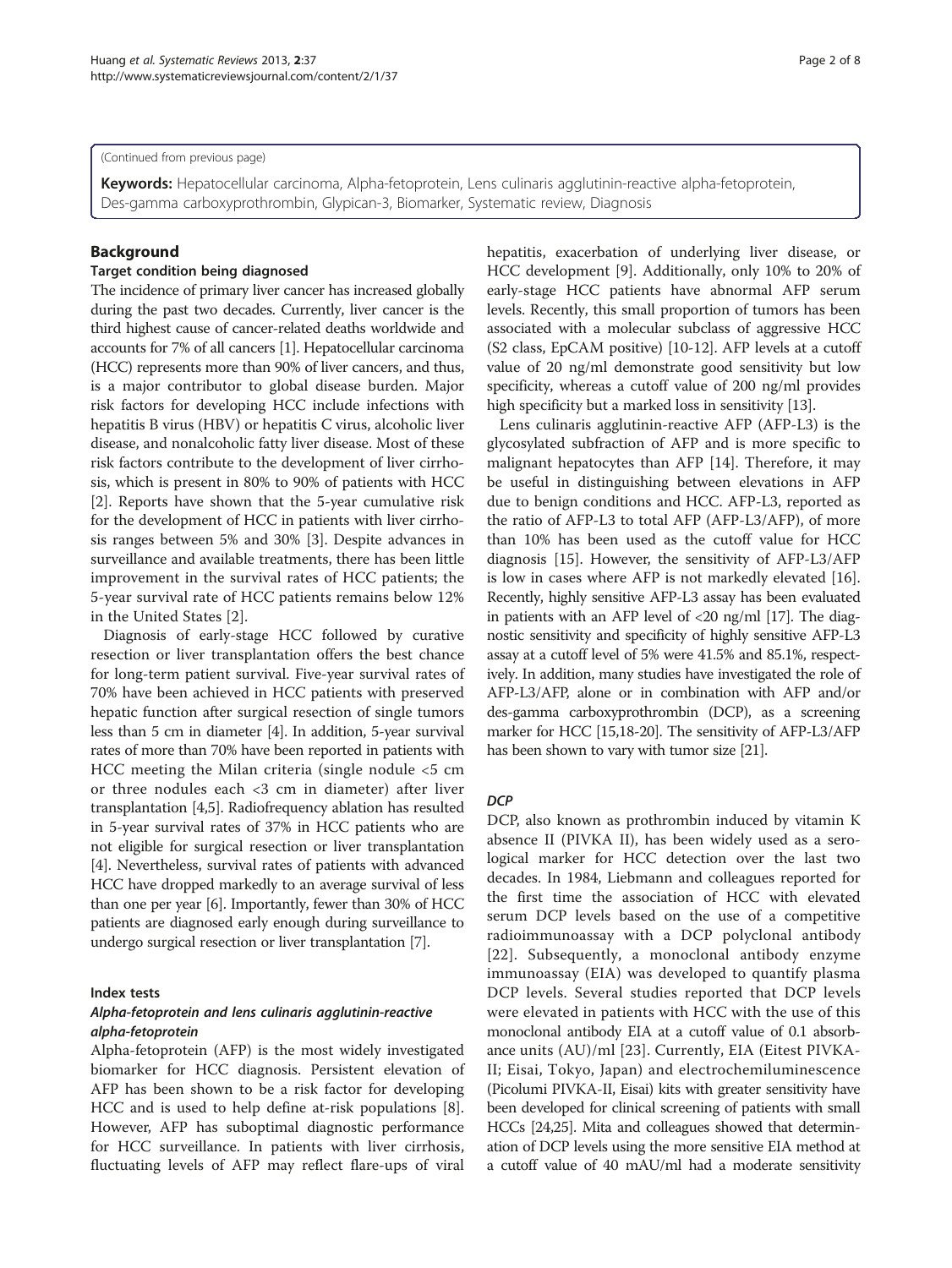(Continued from previous page)

**Keywords:** Hepatocellular carcinoma, Alpha-fetoprotein, Lens culinaris agglutinin-reactive alpha-fetoprotein, Des-gamma carboxyprothrombin, Glypican-3, Biomarker, Systematic review, Diagnosis

## Background

### Target condition being diagnosed

The incidence of primary liver cancer has increased globally during the past two decades. Currently, liver cancer is the third highest cause of cancer-related deaths worldwide and accounts for 7% of all cancers [1]. Hepatocellular carcinoma (HCC) represents more than 90% of liver cancers, and thus, is a major contributor to global disease burden. Major risk factors for developing HCC include infections with hepatitis B virus (HBV) or hepatitis C virus, alcoholic liver disease, and nonalcoholic fatty liver disease. Most of these risk factors contribute to the development of liver cirrhosis, which is present in 80% to 90% of patients with HCC [2]. Reports have shown that the 5-year cumulative risk for the development of HCC in patients with liver cirrhosis ranges between 5% and 30% [3]. Despite advances in surveillance and available treatments, there has been little improvement in the survival rates of HCC patients; the 5-year survival rate of HCC patients remains below 12% in the United States [2].

Diagnosis of early-stage HCC followed by curative resection or liver transplantation offers the best chance for long-term patient survival. Five-year survival rates of 70% have been achieved in HCC patients with preserved hepatic function after surgical resection of single tumors less than 5 cm in diameter [4]. In addition, 5-year survival rates of more than 70% have been reported in patients with HCC meeting the Milan criteria (single nodule <5 cm or three nodules each <3 cm in diameter) after liver transplantation [4,5]. Radiofrequency ablation has resulted in 5-year survival rates of 37% in HCC patients who are not eligible for surgical resection or liver transplantation [4]. Nevertheless, survival rates of patients with advanced HCC have dropped markedly to an average survival of less than one per year [6]. Importantly, fewer than 30% of HCC patients are diagnosed early enough during surveillance to undergo surgical resection or liver transplantation [7].

### Index tests

#### *Alpha-fetoprotein and lens culinaris agglutinin-reactive alpha-fetoprotein*

Alpha-fetoprotein (AFP) is the most widely investigated biomarker for HCC diagnosis. Persistent elevation of AFP has been shown to be a risk factor for developing HCC and is used to help define at-risk populations [8]. However, AFP has suboptimal diagnostic performance for HCC surveillance. In patients with liver cirrhosis, fluctuating levels of AFP may reflect flare-ups of viral hepatitis, exacerbation of underlying liver disease, or HCC development [9]. Additionally, only 10% to 20% of early-stage HCC patients have abnormal AFP serum levels. Recently, this small proportion of tumors has been associated with a molecular subclass of aggressive HCC (S2 class, EpCAM positive) [10-12]. AFP levels at a cutoff value of 20 ng/ml demonstrate good sensitivity but low specificity, whereas a cutoff value of 200 ng/ml provides high specificity but a marked loss in sensitivity [13].

Lens culinaris agglutinin-reactive AFP (AFP-L3) is the glycosylated subfraction of AFP and is more specific to malignant hepatocytes than AFP [14]. Therefore, it may be useful in distinguishing between elevations in AFP due to benign conditions and HCC. AFP-L3, reported as the ratio of AFP-L3 to total AFP (AFP-L3/AFP), of more than 10% has been used as the cutoff value for HCC diagnosis [15]. However, the sensitivity of AFP-L3/AFP is low in cases where AFP is not markedly elevated [16]. Recently, highly sensitive AFP-L3 assay has been evaluated in patients with an AFP level of <20 ng/ml [17]. The diagnostic sensitivity and specificity of highly sensitive AFP-L3 assay at a cutoff level of 5% were 41.5% and 85.1%, respectively. In addition, many studies have investigated the role of AFP-L3/AFP, alone or in combination with AFP and/or des-gamma carboxyprothrombin (DCP), as a screening marker for HCC [15,18-20]. The sensitivity of AFP-L3/AFP has been shown to vary with tumor size [21].

#### *DCP*

DCP, also known as prothrombin induced by vitamin K absence II (PIVKA II), has been widely used as a serological marker for HCC detection over the last two decades. In 1984, Liebmann and colleagues reported for the first time the association of HCC with elevated serum DCP levels based on the use of a competitive radioimmunoassay with a DCP polyclonal antibody [22]. Subsequently, a monoclonal antibody enzyme immunoassay (EIA) was developed to quantify plasma DCP levels. Several studies reported that DCP levels were elevated in patients with HCC with the use of this monoclonal antibody EIA at a cutoff value of 0.1 absorbance units (AU)/ml [23]. Currently, EIA (Eitest PIVKA-II; Eisai, Tokyo, Japan) and electrochemiluminescence (Picolumi PIVKA-II, Eisai) kits with greater sensitivity have been developed for clinical screening of patients with small HCCs [24,25]. Mita and colleagues showed that determination of DCP levels using the more sensitive EIA method at a cutoff value of 40 mAU/ml had a moderate sensitivity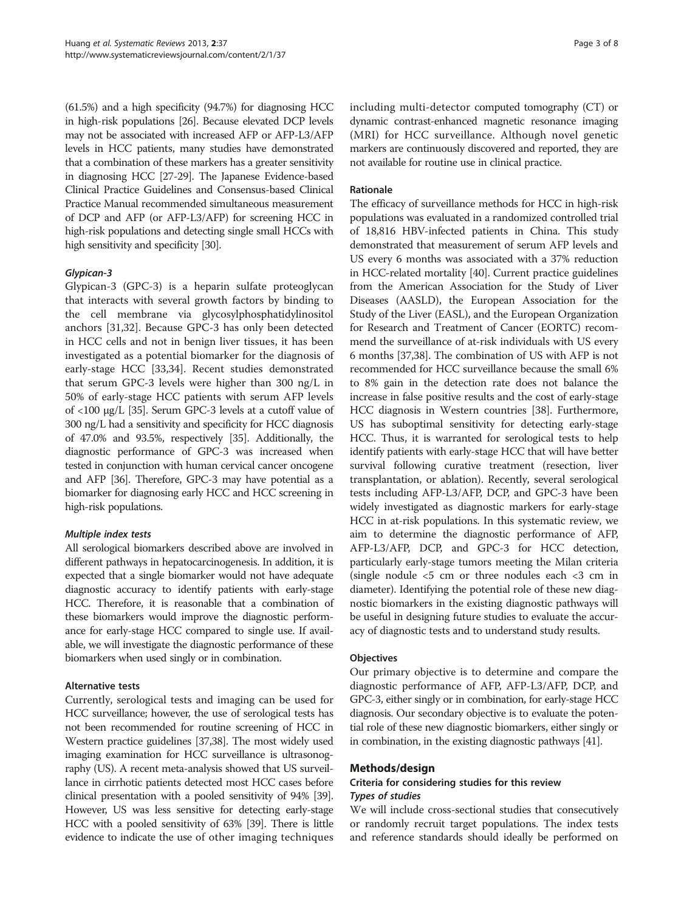(61.5%) and a high specificity (94.7%) for diagnosing HCC in high-risk populations [26]. Because elevated DCP levels may not be associated with increased AFP or AFP-L3/AFP levels in HCC patients, many studies have demonstrated that a combination of these markers has a greater sensitivity in diagnosing HCC [27-29]. The Japanese Evidence-based Clinical Practice Guidelines and Consensus-based Clinical Practice Manual recommended simultaneous measurement of DCP and AFP (or AFP-L3/AFP) for screening HCC in high-risk populations and detecting single small HCCs with high sensitivity and specificity [30].

#### *Glypican-3*

Glypican-3 (GPC-3) is a heparin sulfate proteoglycan that interacts with several growth factors by binding to the cell membrane via glycosylphosphatidylinositol anchors [31,32]. Because GPC-3 has only been detected in HCC cells and not in benign liver tissues, it has been investigated as a potential biomarker for the diagnosis of early-stage HCC [33,34]. Recent studies demonstrated that serum GPC-3 levels were higher than 300 ng/L in 50% of early-stage HCC patients with serum AFP levels of <100 μg/L [35]. Serum GPC-3 levels at a cutoff value of 300 ng/L had a sensitivity and specificity for HCC diagnosis of 47.0% and 93.5%, respectively [35]. Additionally, the diagnostic performance of GPC-3 was increased when tested in conjunction with human cervical cancer oncogene and AFP [36]. Therefore, GPC-3 may have potential as a biomarker for diagnosing early HCC and HCC screening in high-risk populations.

#### *Multiple index tests*

All serological biomarkers described above are involved in different pathways in hepatocarcinogenesis. In addition, it is expected that a single biomarker would not have adequate diagnostic accuracy to identify patients with early-stage HCC. Therefore, it is reasonable that a combination of these biomarkers would improve the diagnostic performance for early-stage HCC compared to single use. If available, we will investigate the diagnostic performance of these biomarkers when used singly or in combination.

### Alternative tests

Currently, serological tests and imaging can be used for HCC surveillance; however, the use of serological tests has not been recommended for routine screening of HCC in Western practice guidelines [37,38]. The most widely used imaging examination for HCC surveillance is ultrasonography (US). A recent meta-analysis showed that US surveillance in cirrhotic patients detected most HCC cases before clinical presentation with a pooled sensitivity of 94% [39]. However, US was less sensitive for detecting early-stage HCC with a pooled sensitivity of 63% [39]. There is little evidence to indicate the use of other imaging techniques including multi-detector computed tomography (CT) or dynamic contrast-enhanced magnetic resonance imaging (MRI) for HCC surveillance. Although novel genetic markers are continuously discovered and reported, they are not available for routine use in clinical practice.

### Rationale

The efficacy of surveillance methods for HCC in high-risk populations was evaluated in a randomized controlled trial of 18,816 HBV-infected patients in China. This study demonstrated that measurement of serum AFP levels and US every 6 months was associated with a 37% reduction in HCC-related mortality [40]. Current practice guidelines from the American Association for the Study of Liver Diseases (AASLD), the European Association for the Study of the Liver (EASL), and the European Organization for Research and Treatment of Cancer (EORTC) recommend the surveillance of at-risk individuals with US every 6 months [37,38]. The combination of US with AFP is not recommended for HCC surveillance because the small 6% to 8% gain in the detection rate does not balance the increase in false positive results and the cost of early-stage HCC diagnosis in Western countries [38]. Furthermore, US has suboptimal sensitivity for detecting early-stage HCC. Thus, it is warranted for serological tests to help identify patients with early-stage HCC that will have better survival following curative treatment (resection, liver transplantation, or ablation). Recently, several serological tests including AFP-L3/AFP, DCP, and GPC-3 have been widely investigated as diagnostic markers for early-stage HCC in at-risk populations. In this systematic review, we aim to determine the diagnostic performance of AFP, AFP-L3/AFP, DCP, and GPC-3 for HCC detection, particularly early-stage tumors meeting the Milan criteria (single nodule <5 cm or three nodules each <3 cm in diameter). Identifying the potential role of these new diagnostic biomarkers in the existing diagnostic pathways will be useful in designing future studies to evaluate the accuracy of diagnostic tests and to understand study results.

### Objectives

Our primary objective is to determine and compare the diagnostic performance of AFP, AFP-L3/AFP, DCP, and GPC-3, either singly or in combination, for early-stage HCC diagnosis. Our secondary objective is to evaluate the potential role of these new diagnostic biomarkers, either singly or in combination, in the existing diagnostic pathways [41].

## Methods/design

### Criteria for considering studies for this review

#### *Types of studies*

We will include cross-sectional studies that consecutively or randomly recruit target populations. The index tests and reference standards should ideally be performed on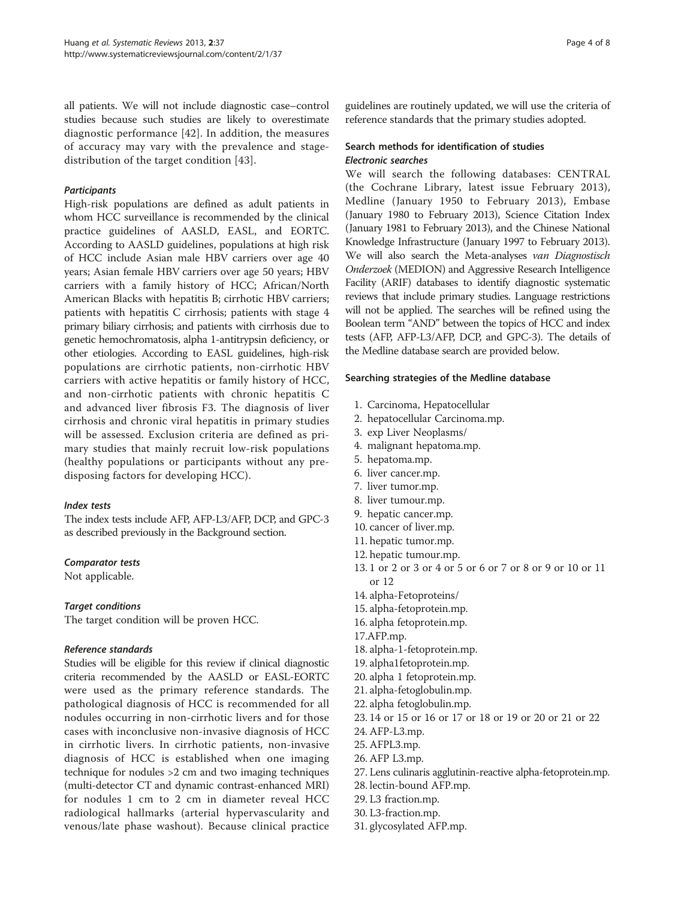all patients. We will not include diagnostic case–control studies because such studies are likely to overestimate diagnostic performance [42]. In addition, the measures of accuracy may vary with the prevalence and stage-distribution of the target condition [43].

#### *Participants*

High-risk populations are defined as adult patients in whom HCC surveillance is recommended by the clinical practice guidelines of AASLD, EASL, and EORTC. According to AASLD guidelines, populations at high risk of HCC include Asian male HBV carriers over age 40 years; Asian female HBV carriers over age 50 years; HBV carriers with a family history of HCC; African/North American Blacks with hepatitis B; cirrhotic HBV carriers; patients with hepatitis C cirrhosis; patients with stage 4 primary biliary cirrhosis; and patients with cirrhosis due to genetic hemochromatosis, alpha 1-antitrypsin deficiency, or other etiologies. According to EASL guidelines, high-risk populations are cirrhotic patients, non-cirrhotic HBV carriers with active hepatitis or family history of HCC, and non-cirrhotic patients with chronic hepatitis C and advanced liver fibrosis F3. The diagnosis of liver cirrhosis and chronic viral hepatitis in primary studies will be assessed. Exclusion criteria are defined as primary studies that mainly recruit low-risk populations (healthy populations or participants without any predisposing factors for developing HCC).

#### *Index tests*

The index tests include AFP, AFP-L3/AFP, DCP, and GPC-3 as described previously in the Background section.

#### *Comparator tests*

Not applicable.

#### *Target conditions*

The target condition will be proven HCC.

#### *Reference standards*

Studies will be eligible for this review if clinical diagnostic criteria recommended by the AASLD or EASL-EORTC were used as the primary reference standards. The pathological diagnosis of HCC is recommended for all nodules occurring in non-cirrhotic livers and for those cases with inconclusive non-invasive diagnosis of HCC in cirrhotic livers. In cirrhotic patients, non-invasive diagnosis of HCC is established when one imaging technique for nodules >2 cm and two imaging techniques (multi-detector CT and dynamic contrast-enhanced MRI) for nodules 1 cm to 2 cm in diameter reveal HCC radiological hallmarks (arterial hypervascularity and venous/late phase washout). Because clinical practice guidelines are routinely updated, we will use the criteria of reference standards that the primary studies adopted.

### Search methods for identification of studies

#### *Electronic searches*

We will search the following databases: CENTRAL (the Cochrane Library, latest issue February 2013), Medline (January 1950 to February 2013), Embase (January 1980 to February 2013), Science Citation Index (January 1981 to February 2013), and the Chinese National Knowledge Infrastructure (January 1997 to February 2013). We will also search the Meta-analyses *van Diagnostisch Onderzoek* (MEDION) and Aggressive Research Intelligence Facility (ARIF) databases to identify diagnostic systematic reviews that include primary studies. Language restrictions will not be applied. The searches will be refined using the Boolean term "AND" between the topics of HCC and index tests (AFP, AFP-L3/AFP, DCP, and GPC-3). The details of the Medline database search are provided below.

### Searching strategies of the Medline database

1. Carcinoma, Hepatocellular
2. hepatocellular Carcinoma.mp.
3. exp Liver Neoplasms/
4. malignant hepatoma.mp.
5. hepatoma.mp.
6. liver cancer.mp.
7. liver tumor.mp.
8. liver tumour.mp.
9. hepatic cancer.mp.
10. cancer of liver.mp.
11. hepatic tumor.mp.
12. hepatic tumour.mp.
13. 1 or 2 or 3 or 4 or 5 or 6 or 7 or 8 or 9 or 10 or 11 or 12
14. alpha-Fetoproteins/
15. alpha-fetoprotein.mp.
16. alpha fetoprotein.mp.
17. AFP.mp.
18. alpha-1-fetoprotein.mp.
19. alpha1fetoprotein.mp.
20. alpha 1 fetoprotein.mp.
21. alpha-fetoglobulin.mp.
22. alpha fetoglobulin.mp.
23. 14 or 15 or 16 or 17 or 18 or 19 or 20 or 21 or 22
24. AFP-L3.mp.
25. AFPL3.mp.
26. AFP L3.mp.
27. Lens culinaris agglutinin-reactive alpha-fetoprotein.mp.
28. lectin-bound AFP.mp.
29. L3 fraction.mp.
30. L3-fraction.mp.
31. glycosylated AFP.mp.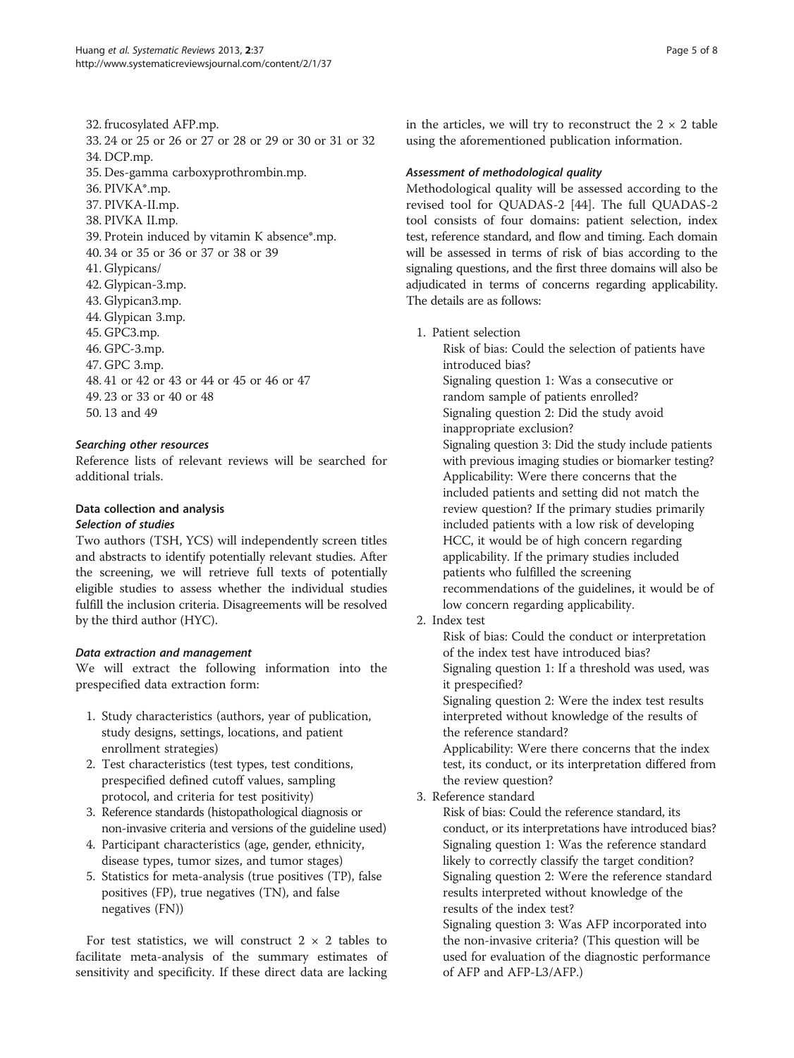32. frucosylated AFP.mp.
33. 24 or 25 or 26 or 27 or 28 or 29 or 30 or 31 or 32
34. DCP.mp.
35. Des-gamma carboxyprothrombin.mp.
36. PIVKA*.mp.
37. PIVKA-II.mp.
38. PIVKA II.mp.
39. Protein induced by vitamin K absence*.mp.
40. 34 or 35 or 36 or 37 or 38 or 39
41. Glypicans/
42. Glypican-3.mp.
43. Glypican3.mp.
44. Glypican 3.mp.
45. GPC3.mp.
46. GPC-3.mp.
47. GPC 3.mp.
48. 41 or 42 or 43 or 44 or 45 or 46 or 47
49. 23 or 33 or 40 or 48
50. 13 and 49

#### *Searching other resources*

Reference lists of relevant reviews will be searched for additional trials.

### Data collection and analysis

#### *Selection of studies*

Two authors (TSH, YCS) will independently screen titles and abstracts to identify potentially relevant studies. After the screening, we will retrieve full texts of potentially eligible studies to assess whether the individual studies fulfill the inclusion criteria. Disagreements will be resolved by the third author (HYC).

#### *Data extraction and management*

We will extract the following information into the prespecified data extraction form:

1. Study characteristics (authors, year of publication, study designs, settings, locations, and patient enrollment strategies)
2. Test characteristics (test types, test conditions, prespecified defined cutoff values, sampling protocol, and criteria for test positivity)
3. Reference standards (histopathological diagnosis or non-invasive criteria and versions of the guideline used)
4. Participant characteristics (age, gender, ethnicity, disease types, tumor sizes, and tumor stages)
5. Statistics for meta-analysis (true positives (TP), false positives (FP), true negatives (TN), and false negatives (FN))

For test statistics, we will construct $2 \times 2$ tables to facilitate meta-analysis of the summary estimates of sensitivity and specificity. If these direct data are lacking in the articles, we will try to reconstruct the $2 \times 2$ table using the aforementioned publication information.

#### *Assessment of methodological quality*

Methodological quality will be assessed according to the revised tool for QUADAS-2 [44]. The full QUADAS-2 tool consists of four domains: patient selection, index test, reference standard, and flow and timing. Each domain will be assessed in terms of risk of bias according to the signaling questions, and the first three domains will also be adjudicated in terms of concerns regarding applicability. The details are as follows:

1. Patient selection

   Risk of bias: Could the selection of patients have introduced bias?

   Signaling question 1: Was a consecutive or random sample of patients enrolled?

   Signaling question 2: Did the study avoid inappropriate exclusion?

   Signaling question 3: Did the study include patients with previous imaging studies or biomarker testing?

   Applicability: Were there concerns that the included patients and setting did not match the review question? If the primary studies primarily included patients with a low risk of developing HCC, it would be of high concern regarding applicability. If the primary studies included patients who fulfilled the screening recommendations of the guidelines, it would be of low concern regarding applicability.

2. Index test

   Risk of bias: Could the conduct or interpretation of the index test have introduced bias?

   Signaling question 1: If a threshold was used, was it prespecified?

   Signaling question 2: Were the index test results interpreted without knowledge of the results of the reference standard?

   Applicability: Were there concerns that the index test, its conduct, or its interpretation differed from the review question?

3. Reference standard

   Risk of bias: Could the reference standard, its conduct, or its interpretations have introduced bias?

   Signaling question 1: Was the reference standard likely to correctly classify the target condition?

   Signaling question 2: Were the reference standard results interpreted without knowledge of the results of the index test?

   Signaling question 3: Was AFP incorporated into the non-invasive criteria? (This question will be used for evaluation of the diagnostic performance of AFP and AFP-L3/AFP.)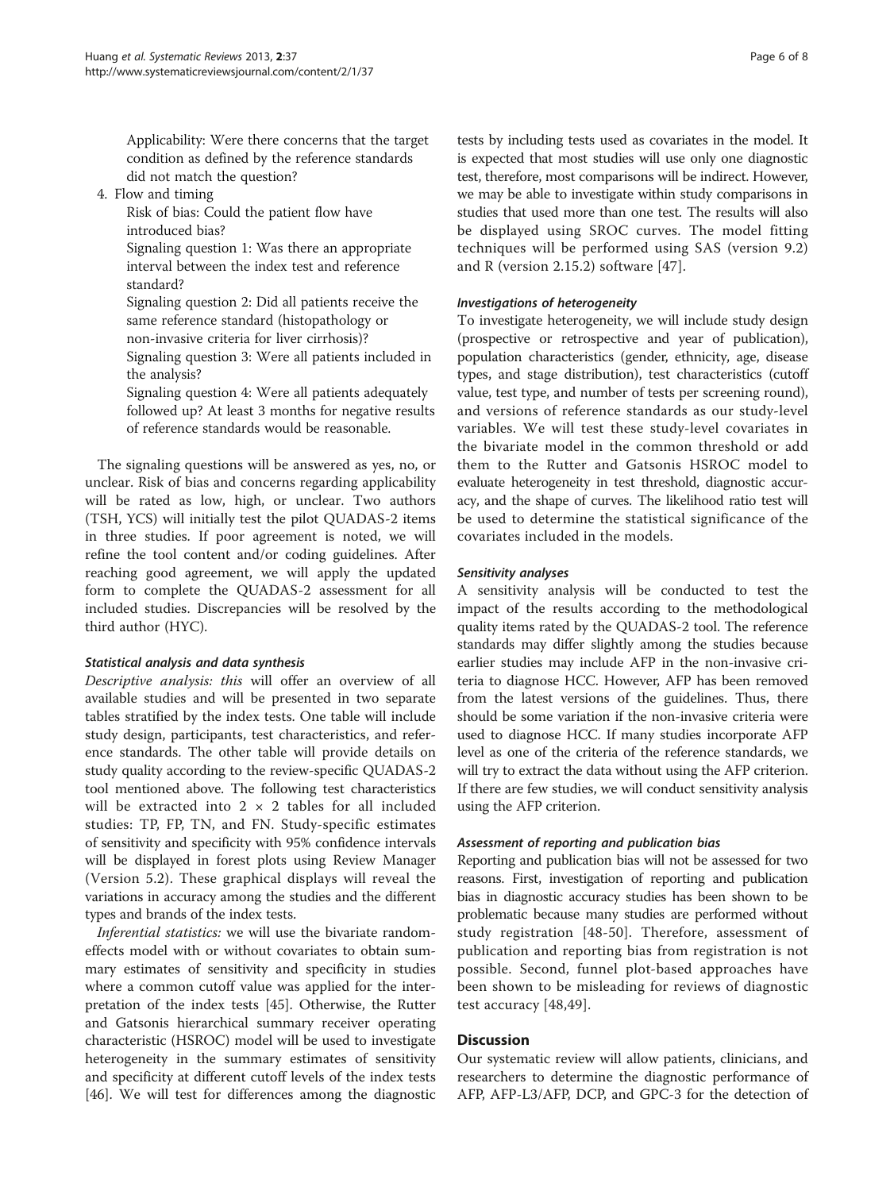Applicability: Were there concerns that the target condition as defined by the reference standards did not match the question?

4. Flow and timing

   Risk of bias: Could the patient flow have introduced bias?

   Signaling question 1: Was there an appropriate interval between the index test and reference standard?

   Signaling question 2: Did all patients receive the same reference standard (histopathology or non-invasive criteria for liver cirrhosis)?

   Signaling question 3: Were all patients included in the analysis?

   Signaling question 4: Were all patients adequately followed up? At least 3 months for negative results of reference standards would be reasonable.

The signaling questions will be answered as yes, no, or unclear. Risk of bias and concerns regarding applicability will be rated as low, high, or unclear. Two authors (TSH, YCS) will initially test the pilot QUADAS-2 items in three studies. If poor agreement is noted, we will refine the tool content and/or coding guidelines. After reaching good agreement, we will apply the updated form to complete the QUADAS-2 assessment for all included studies. Discrepancies will be resolved by the third author (HYC).

#### Statistical analysis and data synthesis

*Descriptive analysis: this* will offer an overview of all available studies and will be presented in two separate tables stratified by the index tests. One table will include study design, participants, test characteristics, and reference standards. The other table will provide details on study quality according to the review-specific QUADAS-2 tool mentioned above. The following test characteristics will be extracted into $2 \times 2$ tables for all included studies: TP, FP, TN, and FN. Study-specific estimates of sensitivity and specificity with 95% confidence intervals will be displayed in forest plots using Review Manager (Version 5.2). These graphical displays will reveal the variations in accuracy among the studies and the different types and brands of the index tests.

*Inferential statistics:* we will use the bivariate random-effects model with or without covariates to obtain summary estimates of sensitivity and specificity in studies where a common cutoff value was applied for the interpretation of the index tests [45]. Otherwise, the Rutter and Gatsonis hierarchical summary receiver operating characteristic (HSROC) model will be used to investigate heterogeneity in the summary estimates of sensitivity and specificity at different cutoff levels of the index tests [46]. We will test for differences among the diagnostic tests by including tests used as covariates in the model. It is expected that most studies will use only one diagnostic test, therefore, most comparisons will be indirect. However, we may be able to investigate within study comparisons in studies that used more than one test. The results will also be displayed using SROC curves. The model fitting techniques will be performed using SAS (version 9.2) and R (version 2.15.2) software [47].

#### Investigations of heterogeneity

To investigate heterogeneity, we will include study design (prospective or retrospective and year of publication), population characteristics (gender, ethnicity, age, disease types, and stage distribution), test characteristics (cutoff value, test type, and number of tests per screening round), and versions of reference standards as our study-level variables. We will test these study-level covariates in the bivariate model in the common threshold or add them to the Rutter and Gatsonis HSROC model to evaluate heterogeneity in test threshold, diagnostic accuracy, and the shape of curves. The likelihood ratio test will be used to determine the statistical significance of the covariates included in the models.

#### Sensitivity analyses

A sensitivity analysis will be conducted to test the impact of the results according to the methodological quality items rated by the QUADAS-2 tool. The reference standards may differ slightly among the studies because earlier studies may include AFP in the non-invasive criteria to diagnose HCC. However, AFP has been removed from the latest versions of the guidelines. Thus, there should be some variation if the non-invasive criteria were used to diagnose HCC. If many studies incorporate AFP level as one of the criteria of the reference standards, we will try to extract the data without using the AFP criterion. If there are few studies, we will conduct sensitivity analysis using the AFP criterion.

#### Assessment of reporting and publication bias

Reporting and publication bias will not be assessed for two reasons. First, investigation of reporting and publication bias in diagnostic accuracy studies has been shown to be problematic because many studies are performed without study registration [48-50]. Therefore, assessment of publication and reporting bias from registration is not possible. Second, funnel plot-based approaches have been shown to be misleading for reviews of diagnostic test accuracy [48,49].

## Discussion

Our systematic review will allow patients, clinicians, and researchers to determine the diagnostic performance of AFP, AFP-L3/AFP, DCP, and GPC-3 for the detection of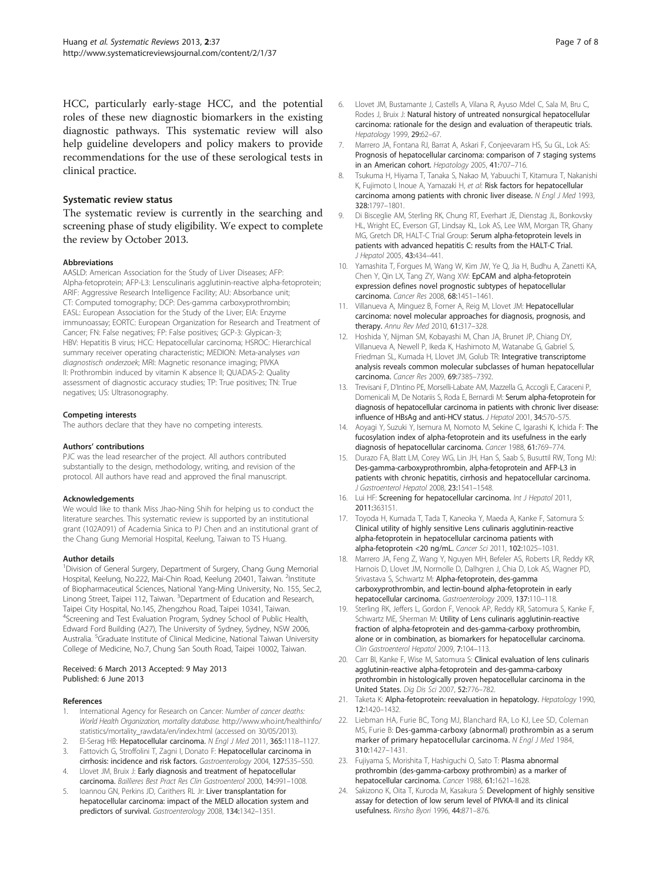HCC, particularly early-stage HCC, and the potential roles of these new diagnostic biomarkers in the existing diagnostic pathways. This systematic review will also help guideline developers and policy makers to provide recommendations for the use of these serological tests in clinical practice.

## Systematic review status

The systematic review is currently in the searching and screening phase of study eligibility. We expect to complete the review by October 2013.

#### Abbreviations

AASLD: American Association for the Study of Liver Diseases; AFP: Alpha-fetoprotein; AFP-L3: Lensculinaris agglutinin-reactive alpha-fetoprotein; ARIF: Aggressive Research Intelligence Facility; AU: Absorbance unit; CT: Computed tomography; DCP: Des-gamma carboxyprothrombin; EASL: European Association for the Study of the Liver; EIA: Enzyme immunoassay; EORTC: European Organization for Research and Treatment of Cancer; FN: False negatives; FP: False positives; GCP-3: Glypican-3; HBV: Hepatitis B virus; HCC: Hepatocellular carcinoma; HSROC: Hierarchical summary receiver operating characteristic; MEDION: Meta-analyses *van diagnostisch onderzoek*; MRI: Magnetic resonance imaging; PIVKA II: Prothrombin induced by vitamin K absence II; QUADAS-2: Quality assessment of diagnostic accuracy studies; TP: True positives; TN: True negatives; US: Ultrasonography.

#### Competing interests

The authors declare that they have no competing interests.

#### Authors' contributions

PJC was the lead researcher of the project. All authors contributed substantially to the design, methodology, writing, and revision of the protocol. All authors have read and approved the final manuscript.

#### Acknowledgements

We would like to thank Miss Jhao-Ning Shih for helping us to conduct the literature searches. This systematic review is supported by an institutional grant (102A091) of Academia Sinica to PJ Chen and an institutional grant of the Chang Gung Memorial Hospital, Keelung, Taiwan to TS Huang.

#### Author details

[1]Division of General Surgery, Department of Surgery, Chang Gung Memorial Hospital, Keelung, No.222, Mai-Chin Road, Keelung 20401, Taiwan. [2]Institute of Biopharmaceutical Sciences, National Yang-Ming University, No. 155, Sec.2, Linong Street, Taipei 112, Taiwan. [3]Department of Education and Research, Taipei City Hospital, No.145, Zhengzhou Road, Taipei 10341, Taiwan. [4]Screening and Test Evaluation Program, Sydney School of Public Health, Edward Ford Building (A27), The University of Sydney, Sydney, NSW 2006, Australia. [5]Graduate Institute of Clinical Medicine, National Taiwan University College of Medicine, No.7, Chung San South Road, Taipei 10002, Taiwan.

Received: 6 March 2013 Accepted: 9 May 2013
Published: 6 June 2013

#### References

1. International Agency for Research on Cancer: *Number of cancer deaths: World Health Organization, mortality database*. http://www.who.int/healthinfo/statistics/mortality_rawdata/en/index.html (accessed on 30/05/2013).
2. El-Serag HB: **Hepatocellular carcinoma.** *N Engl J Med* 2011, **365:**1118–1127.
3. Fattovich G, Stroffolini T, Zagni I, Donato F: **Hepatocellular carcinoma in cirrhosis: incidence and risk factors.** *Gastroenterology* 2004, **127:**S35–S50.
4. Llovet JM, Bruix J: **Early diagnosis and treatment of hepatocellular carcinoma.** *Baillieres Best Pract Res Clin Gastroenterol* 2000, **14:**991–1008.
5. Ioannou GN, Perkins JD, Carithers RL Jr: **Liver transplantation for hepatocellular carcinoma: impact of the MELD allocation system and predictors of survival.** *Gastroenterology* 2008, **134:**1342–1351.
6. Llovet JM, Bustamante J, Castells A, Vilana R, Ayuso Mdel C, Sala M, Bru C, Rodes J, Bruix J: **Natural history of untreated nonsurgical hepatocellular carcinoma: rationale for the design and evaluation of therapeutic trials.** *Hepatology* 1999, **29:**62–67.
7. Marrero JA, Fontana RJ, Barrat A, Askari F, Conjeevaram HS, Su GL, Lok AS: **Prognosis of hepatocellular carcinoma: comparison of 7 staging systems in an American cohort.** *Hepatology* 2005, **41:**707–716.
8. Tsukuma H, Hiyama T, Tanaka S, Nakao M, Yabuuchi T, Kitamura T, Nakanishi K, Fujimoto I, Inoue A, Yamazaki H, *et al*: **Risk factors for hepatocellular carcinoma among patients with chronic liver disease.** *N Engl J Med* 1993, **328:**1797–1801.
9. Di Bisceglie AM, Sterling RK, Chung RT, Everhart JE, Dienstag JL, Bonkovsky HL, Wright EC, Everson GT, Lindsay KL, Lok AS, Lee WM, Morgan TR, Ghany MG, Gretch DR, HALT-C Trial Group: **Serum alpha-fetoprotein levels in patients with advanced hepatitis C: results from the HALT-C Trial.** *J Hepatol* 2005, **43:**434–441.
10. Yamashita T, Forgues M, Wang W, Kim JW, Ye Q, Jia H, Budhu A, Zanetti KA, Chen Y, Qin LX, Tang ZY, Wang XW: **EpCAM and alpha-fetoprotein expression defines novel prognostic subtypes of hepatocellular carcinoma.** *Cancer Res* 2008, **68:**1451–1461.
11. Villanueva A, Minguez B, Forner A, Reig M, Llovet JM: **Hepatocellular carcinoma: novel molecular approaches for diagnosis, prognosis, and therapy.** *Annu Rev Med* 2010, **61:**317–328.
12. Hoshida Y, Nijman SM, Kobayashi M, Chan JA, Brunet JP, Chiang DY, Villanueva A, Newell P, Ikeda K, Hashimoto M, Watanabe G, Gabriel S, Friedman SL, Kumada H, Llovet JM, Golub TR: **Integrative transcriptome analysis reveals common molecular subclasses of human hepatocellular carcinoma.** *Cancer Res* 2009, **69:**7385–7392.
13. Trevisani F, D'Intino PE, Morselli-Labate AM, Mazzella G, Accogli E, Caraceni P, Domenicali M, De Notariis S, Roda E, Bernardi M: **Serum alpha-fetoprotein for diagnosis of hepatocellular carcinoma in patients with chronic liver disease: influence of HBsAg and anti-HCV status.** *J Hepatol* 2001, **34:**570–575.
14. Aoyagi Y, Suzuki Y, Isemura M, Nomoto M, Sekine C, Igarashi K, Ichida F: **The fucosylation index of alpha-fetoprotein and its usefulness in the early diagnosis of hepatocellular carcinoma.** *Cancer* 1988, **61:**769–774.
15. Durazo FA, Blatt LM, Corey WG, Lin JH, Han S, Saab S, Busuttil RW, Tong MJ: **Des-gamma-carboxyprothrombin, alpha-fetoprotein and AFP-L3 in patients with chronic hepatitis, cirrhosis and hepatocellular carcinoma.** *J Gastroenterol Hepatol* 2008, **23:**1541–1548.
16. Lui HF: **Screening for hepatocellular carcinoma.** *Int J Hepatol* 2011, **2011:**363151.
17. Toyoda H, Kumada T, Tada T, Kaneoka Y, Maeda A, Kanke F, Satomura S: **Clinical utility of highly sensitive Lens culinaris agglutinin-reactive alpha-fetoprotein in hepatocellular carcinoma patients with alpha-fetoprotein <20 ng/mL.** *Cancer Sci* 2011, **102:**1025–1031.
18. Marrero JA, Feng Z, Wang Y, Nguyen MH, Befeler AS, Roberts LR, Reddy KR, Harnois D, Llovet JM, Normolle D, Dalhgren J, Chia D, Lok AS, Wagner PD, Srivastava S, Schwartz M: **Alpha-fetoprotein, des-gamma carboxyprothrombin, and lectin-bound alpha-fetoprotein in early hepatocellular carcinoma.** *Gastroenterology* 2009, **137:**110–118.
19. Sterling RK, Jeffers L, Gordon F, Venook AP, Reddy KR, Satomura S, Kanke F, Schwartz ME, Sherman M: **Utility of Lens culinaris agglutinin-reactive fraction of alpha-fetoprotein and des-gamma-carboxy prothrombin, alone or in combination, as biomarkers for hepatocellular carcinoma.** *Clin Gastroenterol Hepatol* 2009, **7:**104–113.
20. Carr BI, Kanke F, Wise M, Satomura S: **Clinical evaluation of lens culinaris agglutinin-reactive alpha-fetoprotein and des-gamma-carboxy prothrombin in histologically proven hepatocellular carcinoma in the United States.** *Dig Dis Sci* 2007, **52:**776–782.
21. Taketa K: **Alpha-fetoprotein: reevaluation in hepatology.** *Hepatology* 1990, **12:**1420–1432.
22. Liebman HA, Furie BC, Tong MJ, Blanchard RA, Lo KJ, Lee SD, Coleman MS, Furie B: **Des-gamma-carboxy (abnormal) prothrombin as a serum marker of primary hepatocellular carcinoma.** *N Engl J Med* 1984, **310:**1427–1431.
23. Fujiyama S, Morishita T, Hashiguchi O, Sato T: **Plasma abnormal prothrombin (des-gamma-carboxy prothrombin) as a marker of hepatocellular carcinoma.** *Cancer* 1988, **61:**1621–1628.
24. Sakizono K, Oita T, Kuroda M, Kasakura S: **Development of highly sensitive assay for detection of low serum level of PIVKA-II and its clinical usefulness.** *Rinsho Byori* 1996, **44:**871–876.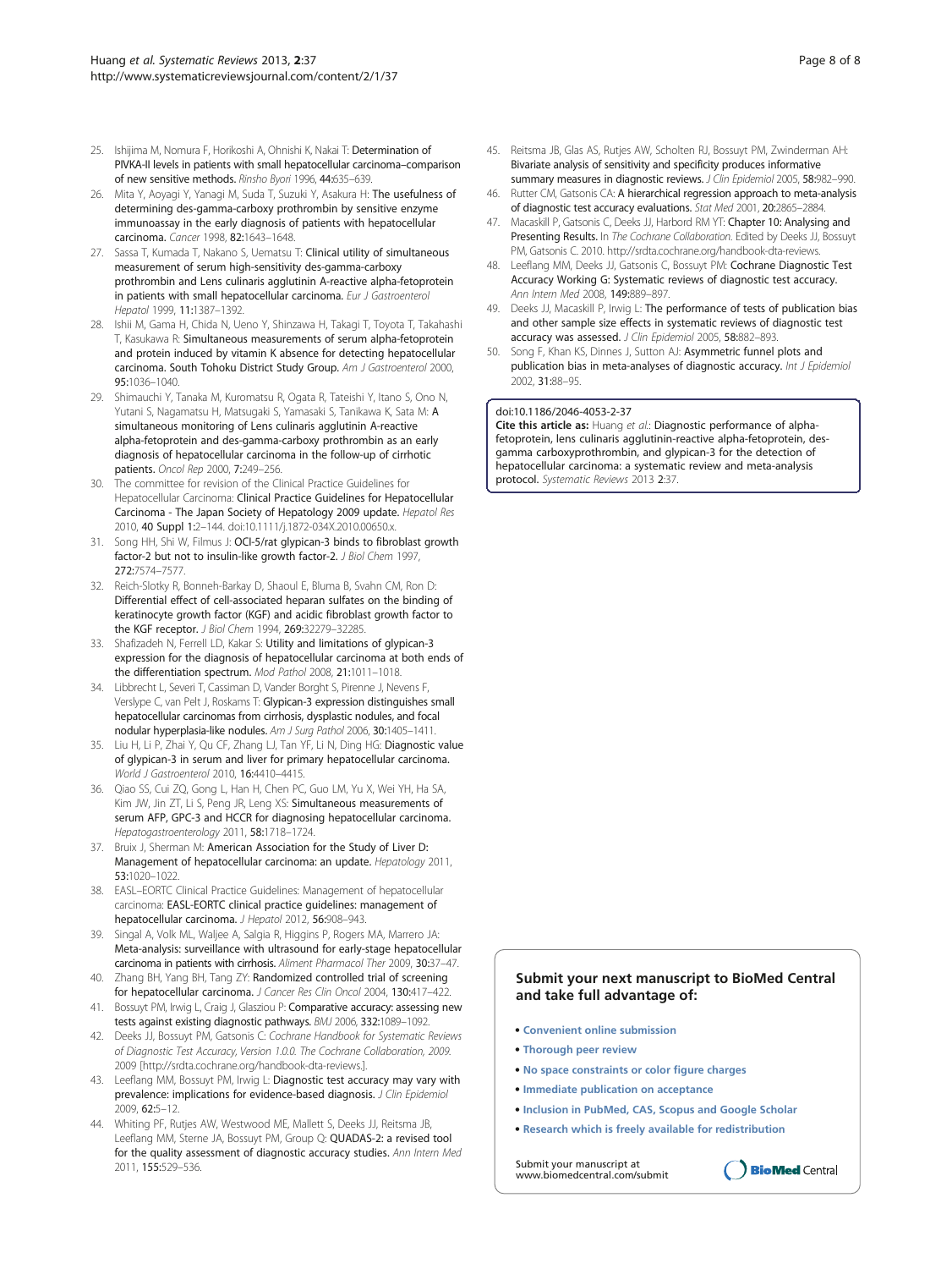25. Ishijima M, Nomura F, Horikoshi A, Ohnishi K, Nakai T: **Determination of PIVKA-II levels in patients with small hepatocellular carcinoma–comparison of new sensitive methods.** *Rinsho Byori* 1996, **44:**635–639.
26. Mita Y, Aoyagi Y, Yanagi M, Suda T, Suzuki Y, Asakura H: **The usefulness of determining des-gamma-carboxy prothrombin by sensitive enzyme immunoassay in the early diagnosis of patients with hepatocellular carcinoma.** *Cancer* 1998, **82:**1643–1648.
27. Sassa T, Kumada T, Nakano S, Uematsu T: **Clinical utility of simultaneous measurement of serum high-sensitivity des-gamma-carboxy prothrombin and Lens culinaris agglutinin A-reactive alpha-fetoprotein in patients with small hepatocellular carcinoma.** *Eur J Gastroenterol Hepatol* 1999, **11:**1387–1392.
28. Ishii M, Gama H, Chida N, Ueno Y, Shinzawa H, Takagi T, Toyota T, Takahashi T, Kasukawa R: **Simultaneous measurements of serum alpha-fetoprotein and protein induced by vitamin K absence for detecting hepatocellular carcinoma. South Tohoku District Study Group.** *Am J Gastroenterol* 2000, **95:**1036–1040.
29. Shimauchi Y, Tanaka M, Kuromatsu R, Ogata R, Tateishi Y, Itano S, Ono N, Yutani S, Nagamatsu H, Matsugaki S, Yamasaki S, Tanikawa K, Sata M: **A simultaneous monitoring of Lens culinaris agglutinin A-reactive alpha-fetoprotein and des-gamma-carboxy prothrombin as an early diagnosis of hepatocellular carcinoma in the follow-up of cirrhotic patients.** *Oncol Rep* 2000, **7:**249–256.
30. The committee for revision of the Clinical Practice Guidelines for Hepatocellular Carcinoma: **Clinical Practice Guidelines for Hepatocellular Carcinoma - The Japan Society of Hepatology 2009 update.** *Hepatol Res* 2010, **40 Suppl 1:**2–144. doi:10.1111/j.1872-034X.2010.00650.x.
31. Song HH, Shi W, Filmus J: **OCI-5/rat glypican-3 binds to fibroblast growth factor-2 but not to insulin-like growth factor-2.** *J Biol Chem* 1997, **272:**7574–7577.
32. Reich-Slotky R, Bonneh-Barkay D, Shaoul E, Bluma B, Svahn CM, Ron D: **Differential effect of cell-associated heparan sulfates on the binding of keratinocyte growth factor (KGF) and acidic fibroblast growth factor to the KGF receptor.** *J Biol Chem* 1994, **269:**32279–32285.
33. Shafizadeh N, Ferrell LD, Kakar S: **Utility and limitations of glypican-3 expression for the diagnosis of hepatocellular carcinoma at both ends of the differentiation spectrum.** *Mod Pathol* 2008, **21:**1011–1018.
34. Libbrecht L, Severi T, Cassiman D, Vander Borght S, Pirenne J, Nevens F, Verslype C, van Pelt J, Roskams T: **Glypican-3 expression distinguishes small hepatocellular carcinomas from cirrhosis, dysplastic nodules, and focal nodular hyperplasia-like nodules.** *Am J Surg Pathol* 2006, **30:**1405–1411.
35. Liu H, Li P, Zhai Y, Qu CF, Zhang LJ, Tan YF, Li N, Ding HG: **Diagnostic value of glypican-3 in serum and liver for primary hepatocellular carcinoma.** *World J Gastroenterol* 2010, **16:**4410–4415.
36. Qiao SS, Cui ZQ, Gong L, Han H, Chen PC, Guo LM, Yu X, Wei YH, Ha SA, Kim JW, Jin ZT, Li S, Peng JR, Leng XS: **Simultaneous measurements of serum AFP, GPC-3 and HCCR for diagnosing hepatocellular carcinoma.** *Hepatogastroenterology* 2011, **58:**1718–1724.
37. Bruix J, Sherman M: **American Association for the Study of Liver D: Management of hepatocellular carcinoma: an update.** *Hepatology* 2011, **53:**1020–1022.
38. EASL–EORTC Clinical Practice Guidelines: Management of hepatocellular carcinoma: **EASL-EORTC clinical practice guidelines: management of hepatocellular carcinoma.** *J Hepatol* 2012, **56:**908–943.
39. Singal A, Volk ML, Waljee A, Salgia R, Higgins P, Rogers MA, Marrero JA: **Meta-analysis: surveillance with ultrasound for early-stage hepatocellular carcinoma in patients with cirrhosis.** *Aliment Pharmacol Ther* 2009, **30:**37–47.
40. Zhang BH, Yang BH, Tang ZY: **Randomized controlled trial of screening for hepatocellular carcinoma.** *J Cancer Res Clin Oncol* 2004, **130:**417–422.
41. Bossuyt PM, Irwig L, Craig J, Glasziou P: **Comparative accuracy: assessing new tests against existing diagnostic pathways.** *BMJ* 2006, **332:**1089–1092.
42. Deeks JJ, Bossuyt PM, Gatsonis C: *Cochrane Handbook for Systematic Reviews of Diagnostic Test Accuracy, Version 1.0.0. The Cochrane Collaboration, 2009.* 2009 [http://srdta.cochrane.org/handbook-dta-reviews.].
43. Leeflang MM, Bossuyt PM, Irwig L: **Diagnostic test accuracy may vary with prevalence: implications for evidence-based diagnosis.** *J Clin Epidemiol* 2009, **62:**5–12.
44. Whiting PF, Rutjes AW, Westwood ME, Mallett S, Deeks JJ, Reitsma JB, Leeflang MM, Sterne JA, Bossuyt PM, Group Q: **QUADAS-2: a revised tool for the quality assessment of diagnostic accuracy studies.** *Ann Intern Med* 2011, **155:**529–536.
45. Reitsma JB, Glas AS, Rutjes AW, Scholten RJ, Bossuyt PM, Zwinderman AH: **Bivariate analysis of sensitivity and specificity produces informative summary measures in diagnostic reviews.** *J Clin Epidemiol* 2005, **58:**982–990.
46. Rutter CM, Gatsonis CA: **A hierarchical regression approach to meta-analysis of diagnostic test accuracy evaluations.** *Stat Med* 2001, **20:**2865–2884.
47. Macaskill P, Gatsonis C, Deeks JJ, Harbord RM YT: **Chapter 10: Analysing and Presenting Results.** In *The Cochrane Collaboration*. Edited by Deeks JJ, Bossuyt PM, Gatsonis C. 2010. http://srdta.cochrane.org/handbook-dta-reviews.
48. Leeflang MM, Deeks JJ, Gatsonis C, Bossuyt PM: **Cochrane Diagnostic Test Accuracy Working G: Systematic reviews of diagnostic test accuracy.** *Ann Intern Med* 2008, **149:**889–897.
49. Deeks JJ, Macaskill P, Irwig L: **The performance of tests of publication bias and other sample size effects in systematic reviews of diagnostic test accuracy was assessed.** *J Clin Epidemiol* 2005, **58:**882–893.
50. Song F, Khan KS, Dinnes J, Sutton AJ: **Asymmetric funnel plots and publication bias in meta-analyses of diagnostic accuracy.** *Int J Epidemiol* 2002, **31:**88–95.

doi:10.1186/2046-4053-2-37

**Cite this article as:** Huang *et al.*: Diagnostic performance of alpha-fetoprotein, lens culinaris agglutinin-reactive alpha-fetoprotein, des-gamma carboxyprothrombin, and glypican-3 for the detection of hepatocellular carcinoma: a systematic review and meta-analysis protocol. *Systematic Reviews* 2013 **2**:37.

**Submit your next manuscript to BioMed Central and take full advantage of:**

- Convenient online submission
- Thorough peer review
- No space constraints or color figure charges
- Immediate publication on acceptance
- Inclusion in PubMed, CAS, Scopus and Google Scholar
- Research which is freely available for redistribution

Submit your manuscript at www.biomedcentral.com/submit

BioMed Central